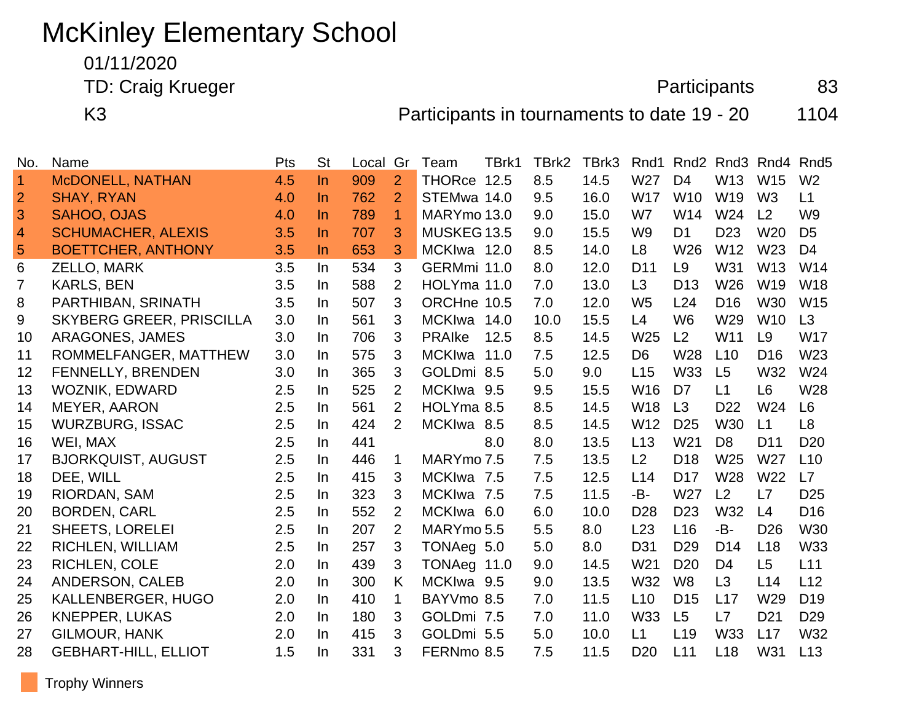# McKinley Elementary School

01/11/2020

TD: Craig Krueger

Participants 83

K3

Participants in tournaments to date 19 - 20 1104

| No. | Name | Pts | St | Local | Gr | Team | TBrk1 | TBrk2 | TBrk3 | Rnd1 | Rnd2 | Rnd3 | Rnd4 | Rnd5 |
|---|---|---|---|---|---|---|---|---|---|---|---|---|---|---|
| 1 | McDONELL, NATHAN | 4.5 | In | 909 | 2 | THORce | 12.5 | 8.5 | 14.5 | W27 | D4 | W13 | W15 | W2 |
| 2 | SHAY, RYAN | 4.0 | In | 762 | 2 | STEMwa | 14.0 | 9.5 | 16.0 | W17 | W10 | W19 | W3 | L1 |
| 3 | SAHOO, OJAS | 4.0 | In | 789 | 1 | MARYmo | 13.0 | 9.0 | 15.0 | W7 | W14 | W24 | L2 | W9 |
| 4 | SCHUMACHER, ALEXIS | 3.5 | In | 707 | 3 | MUSKEG | 13.5 | 9.0 | 15.5 | W9 | D1 | D23 | W20 | D5 |
| 5 | BOETTCHER, ANTHONY | 3.5 | In | 653 | 3 | MCKIwa | 12.0 | 8.5 | 14.0 | L8 | W26 | W12 | W23 | D4 |
| 6 | ZELLO, MARK | 3.5 | In | 534 | 3 | GERMmi | 11.0 | 8.0 | 12.0 | D11 | L9 | W31 | W13 | W14 |
| 7 | KARLS, BEN | 3.5 | In | 588 | 2 | HOLYma | 11.0 | 7.0 | 13.0 | L3 | D13 | W26 | W19 | W18 |
| 8 | PARTHIBAN, SRINATH | 3.5 | In | 507 | 3 | ORCHne | 10.5 | 7.0 | 12.0 | W5 | L24 | D16 | W30 | W15 |
| 9 | SKYBERG GREER, PRISCILLA | 3.0 | In | 561 | 3 | MCKIwa | 14.0 | 10.0 | 15.5 | L4 | W6 | W29 | W10 | L3 |
| 10 | ARAGONES, JAMES | 3.0 | In | 706 | 3 | PRAIke | 12.5 | 8.5 | 14.5 | W25 | L2 | W11 | L9 | W17 |
| 11 | ROMMELFANGER, MATTHEW | 3.0 | In | 575 | 3 | MCKIwa | 11.0 | 7.5 | 12.5 | D6 | W28 | L10 | D16 | W23 |
| 12 | FENNELLY, BRENDEN | 3.0 | In | 365 | 3 | GOLDmi | 8.5 | 5.0 | 9.0 | L15 | W33 | L5 | W32 | W24 |
| 13 | WOZNIK, EDWARD | 2.5 | In | 525 | 2 | MCKIwa | 9.5 | 9.5 | 15.5 | W16 | D7 | L1 | L6 | W28 |
| 14 | MEYER, AARON | 2.5 | In | 561 | 2 | HOLYma | 8.5 | 8.5 | 14.5 | W18 | L3 | D22 | W24 | L6 |
| 15 | WURZBURG, ISSAC | 2.5 | In | 424 | 2 | MCKIwa | 8.5 | 8.5 | 14.5 | W12 | D25 | W30 | L1 | L8 |
| 16 | WEI, MAX | 2.5 | In | 441 | | | 8.0 | 8.0 | 13.5 | L13 | W21 | D8 | D11 | D20 |
| 17 | BJORKQUIST, AUGUST | 2.5 | In | 446 | 1 | MARYmo | 7.5 | 7.5 | 13.5 | L2 | D18 | W25 | W27 | L10 |
| 18 | DEE, WILL | 2.5 | In | 415 | 3 | MCKIwa | 7.5 | 7.5 | 12.5 | L14 | D17 | W28 | W22 | L7 |
| 19 | RIORDAN, SAM | 2.5 | In | 323 | 3 | MCKIwa | 7.5 | 7.5 | 11.5 | -B- | W27 | L2 | L7 | D25 |
| 20 | BORDEN, CARL | 2.5 | In | 552 | 2 | MCKIwa | 6.0 | 6.0 | 10.0 | D28 | D23 | W32 | L4 | D16 |
| 21 | SHEETS, LORELEI | 2.5 | In | 207 | 2 | MARYmo | 5.5 | 5.5 | 8.0 | L23 | L16 | -B- | D26 | W30 |
| 22 | RICHLEN, WILLIAM | 2.5 | In | 257 | 3 | TONAeg | 5.0 | 5.0 | 8.0 | D31 | D29 | D14 | L18 | W33 |
| 23 | RICHLEN, COLE | 2.0 | In | 439 | 3 | TONAeg | 11.0 | 9.0 | 14.5 | W21 | D20 | D4 | L5 | L11 |
| 24 | ANDERSON, CALEB | 2.0 | In | 300 | K | MCKIwa | 9.5 | 9.0 | 13.5 | W32 | W8 | L3 | L14 | L12 |
| 25 | KALLENBERGER, HUGO | 2.0 | In | 410 | 1 | BAYVmo | 8.5 | 7.0 | 11.5 | L10 | D15 | L17 | W29 | D19 |
| 26 | KNEPPER, LUKAS | 2.0 | In | 180 | 3 | GOLDmi | 7.5 | 7.0 | 11.0 | W33 | L5 | L7 | D21 | D29 |
| 27 | GILMOUR, HANK | 2.0 | In | 415 | 3 | GOLDmi | 5.5 | 5.0 | 10.0 | L1 | L19 | W33 | L17 | W32 |
| 28 | GEBHART-HILL, ELLIOT | 1.5 | In | 331 | 3 | FERNmo | 8.5 | 7.5 | 11.5 | D20 | L11 | L18 | W31 | L13 |

Trophy Winners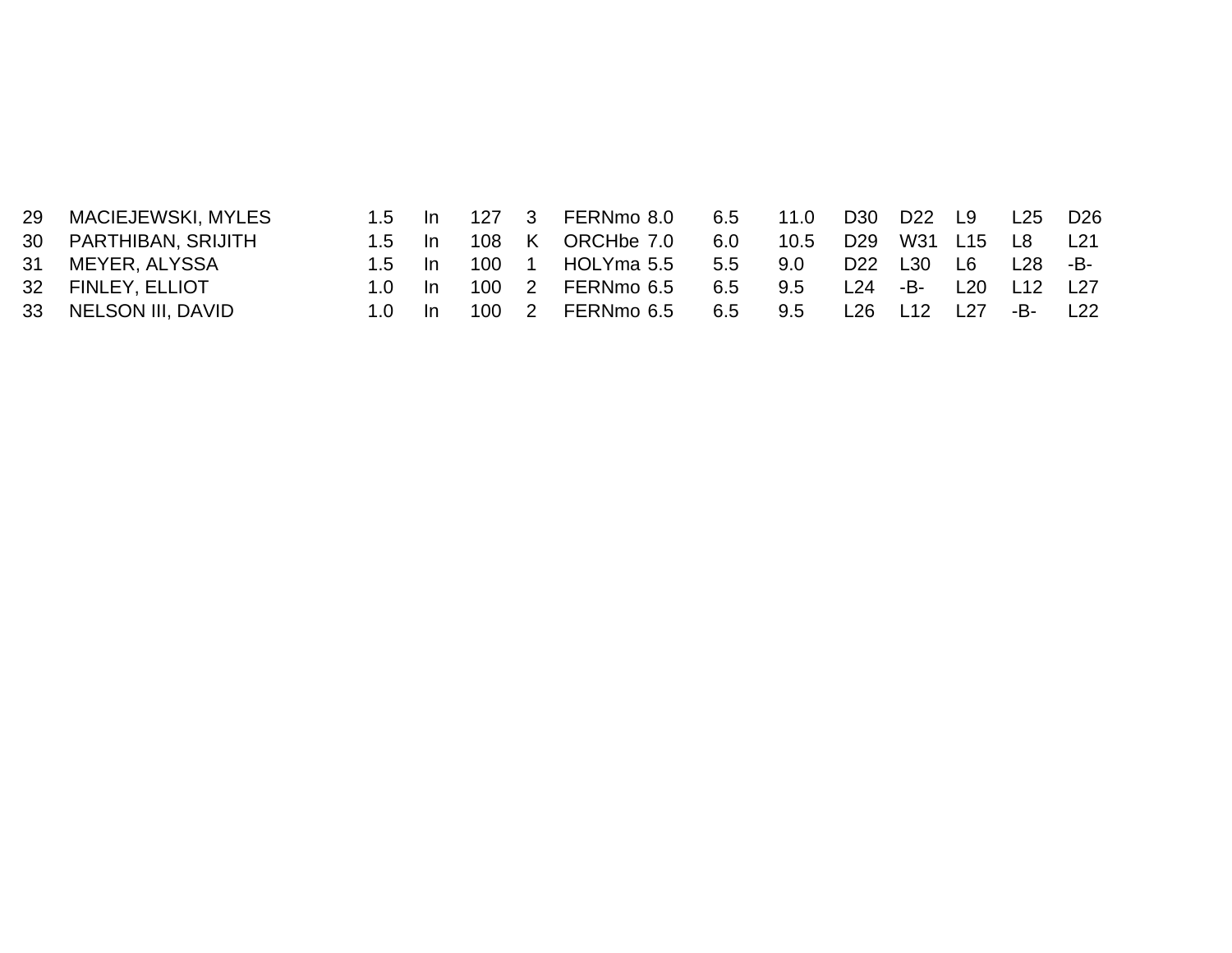| 29 | MACIEJEWSKI, MYLES | 1.5 | In | 127 | 3 | FERNmo | 8.0 | 6.5 | 11.0 | D30 | D22 | L9 | L25 | D26 |
|---|---|---|---|---|---|---|---|---|---|---|---|---|---|---|
| 30 | PARTHIBAN, SRIJITH | 1.5 | In | 108 | K | ORCHbe | 7.0 | 6.0 | 10.5 | D29 | W31 | L15 | L8 | L21 |
| 31 | MEYER, ALYSSA | 1.5 | In | 100 | 1 | HOLYma | 5.5 | 5.5 | 9.0 | D22 | L30 | L6 | L28 | -B- |
| 32 | FINLEY, ELLIOT | 1.0 | In | 100 | 2 | FERNmo | 6.5 | 6.5 | 9.5 | L24 | -B- | L20 | L12 | L27 |
| 33 | NELSON III, DAVID | 1.0 | In | 100 | 2 | FERNmo | 6.5 | 6.5 | 9.5 | L26 | L12 | L27 | -B- | L22 |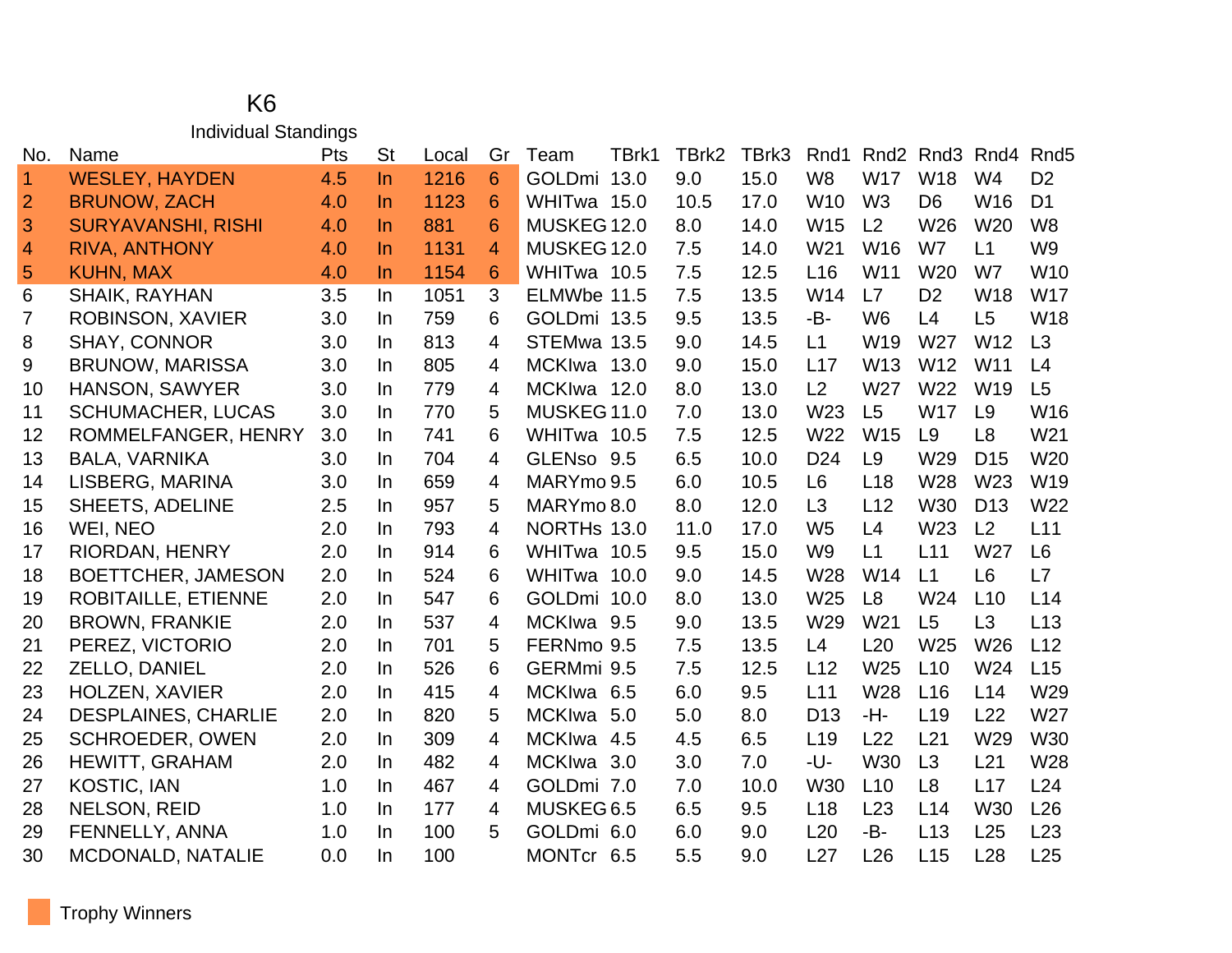# K6

## Individual Standings

| No. | Name | Pts | St | Local | Gr | Team | TBrk1 | TBrk2 | TBrk3 | Rnd1 | Rnd2 | Rnd3 | Rnd4 | Rnd5 |
|---|---|---|---|---|---|---|---|---|---|---|---|---|---|---|
| 1 | WESLEY, HAYDEN | 4.5 | In | 1216 | 6 | GOLDmi | 13.0 | 9.0 | 15.0 | W8 | W17 | W18 | W4 | D2 |
| 2 | BRUNOW, ZACH | 4.0 | In | 1123 | 6 | WHITwa | 15.0 | 10.5 | 17.0 | W10 | W3 | D6 | W16 | D1 |
| 3 | SURYAVANSHI, RISHI | 4.0 | In | 881 | 6 | MUSKEG | 12.0 | 8.0 | 14.0 | W15 | L2 | W26 | W20 | W8 |
| 4 | RIVA, ANTHONY | 4.0 | In | 1131 | 4 | MUSKEG | 12.0 | 7.5 | 14.0 | W21 | W16 | W7 | L1 | W9 |
| 5 | KUHN, MAX | 4.0 | In | 1154 | 6 | WHITwa | 10.5 | 7.5 | 12.5 | L16 | W11 | W20 | W7 | W10 |
| 6 | SHAIK, RAYHAN | 3.5 | In | 1051 | 3 | ELMWbe | 11.5 | 7.5 | 13.5 | W14 | L7 | D2 | W18 | W17 |
| 7 | ROBINSON, XAVIER | 3.0 | In | 759 | 6 | GOLDmi | 13.5 | 9.5 | 13.5 | -B- | W6 | L4 | L5 | W18 |
| 8 | SHAY, CONNOR | 3.0 | In | 813 | 4 | STEMwa | 13.5 | 9.0 | 14.5 | L1 | W19 | W27 | W12 | L3 |
| 9 | BRUNOW, MARISSA | 3.0 | In | 805 | 4 | MCKIwa | 13.0 | 9.0 | 15.0 | L17 | W13 | W12 | W11 | L4 |
| 10 | HANSON, SAWYER | 3.0 | In | 779 | 4 | MCKIwa | 12.0 | 8.0 | 13.0 | L2 | W27 | W22 | W19 | L5 |
| 11 | SCHUMACHER, LUCAS | 3.0 | In | 770 | 5 | MUSKEG | 11.0 | 7.0 | 13.0 | W23 | L5 | W17 | L9 | W16 |
| 12 | ROMMELFANGER, HENRY | 3.0 | In | 741 | 6 | WHITwa | 10.5 | 7.5 | 12.5 | W22 | W15 | L9 | L8 | W21 |
| 13 | BALA, VARNIKA | 3.0 | In | 704 | 4 | GLENso | 9.5 | 6.5 | 10.0 | D24 | L9 | W29 | D15 | W20 |
| 14 | LISBERG, MARINA | 3.0 | In | 659 | 4 | MARYmo | 9.5 | 6.0 | 10.5 | L6 | L18 | W28 | W23 | W19 |
| 15 | SHEETS, ADELINE | 2.5 | In | 957 | 5 | MARYmo | 8.0 | 8.0 | 12.0 | L3 | L12 | W30 | D13 | W22 |
| 16 | WEI, NEO | 2.0 | In | 793 | 4 | NORTHs | 13.0 | 11.0 | 17.0 | W5 | L4 | W23 | L2 | L11 |
| 17 | RIORDAN, HENRY | 2.0 | In | 914 | 6 | WHITwa | 10.5 | 9.5 | 15.0 | W9 | L1 | L11 | W27 | L6 |
| 18 | BOETTCHER, JAMESON | 2.0 | In | 524 | 6 | WHITwa | 10.0 | 9.0 | 14.5 | W28 | W14 | L1 | L6 | L7 |
| 19 | ROBITAILLE, ETIENNE | 2.0 | In | 547 | 6 | GOLDmi | 10.0 | 8.0 | 13.0 | W25 | L8 | W24 | L10 | L14 |
| 20 | BROWN, FRANKIE | 2.0 | In | 537 | 4 | MCKIwa | 9.5 | 9.0 | 13.5 | W29 | W21 | L5 | L3 | L13 |
| 21 | PEREZ, VICTORIO | 2.0 | In | 701 | 5 | FERNmo | 9.5 | 7.5 | 13.5 | L4 | L20 | W25 | W26 | L12 |
| 22 | ZELLO, DANIEL | 2.0 | In | 526 | 6 | GERMmi | 9.5 | 7.5 | 12.5 | L12 | W25 | L10 | W24 | L15 |
| 23 | HOLZEN, XAVIER | 2.0 | In | 415 | 4 | MCKIwa | 6.5 | 6.0 | 9.5 | L11 | W28 | L16 | L14 | W29 |
| 24 | DESPLAINES, CHARLIE | 2.0 | In | 820 | 5 | MCKIwa | 5.0 | 5.0 | 8.0 | D13 | -H- | L19 | L22 | W27 |
| 25 | SCHROEDER, OWEN | 2.0 | In | 309 | 4 | MCKIwa | 4.5 | 4.5 | 6.5 | L19 | L22 | L21 | W29 | W30 |
| 26 | HEWITT, GRAHAM | 2.0 | In | 482 | 4 | MCKIwa | 3.0 | 3.0 | 7.0 | -U- | W30 | L3 | L21 | W28 |
| 27 | KOSTIC, IAN | 1.0 | In | 467 | 4 | GOLDmi | 7.0 | 7.0 | 10.0 | W30 | L10 | L8 | L17 | L24 |
| 28 | NELSON, REID | 1.0 | In | 177 | 4 | MUSKEG | 6.5 | 6.5 | 9.5 | L18 | L23 | L14 | W30 | L26 |
| 29 | FENNELLY, ANNA | 1.0 | In | 100 | 5 | GOLDmi | 6.0 | 6.0 | 9.0 | L20 | -B- | L13 | L25 | L23 |
| 30 | MCDONALD, NATALIE | 0.0 | In | 100 | | MONTcr | 6.5 | 5.5 | 9.0 | L27 | L26 | L15 | L28 | L25 |

Trophy Winners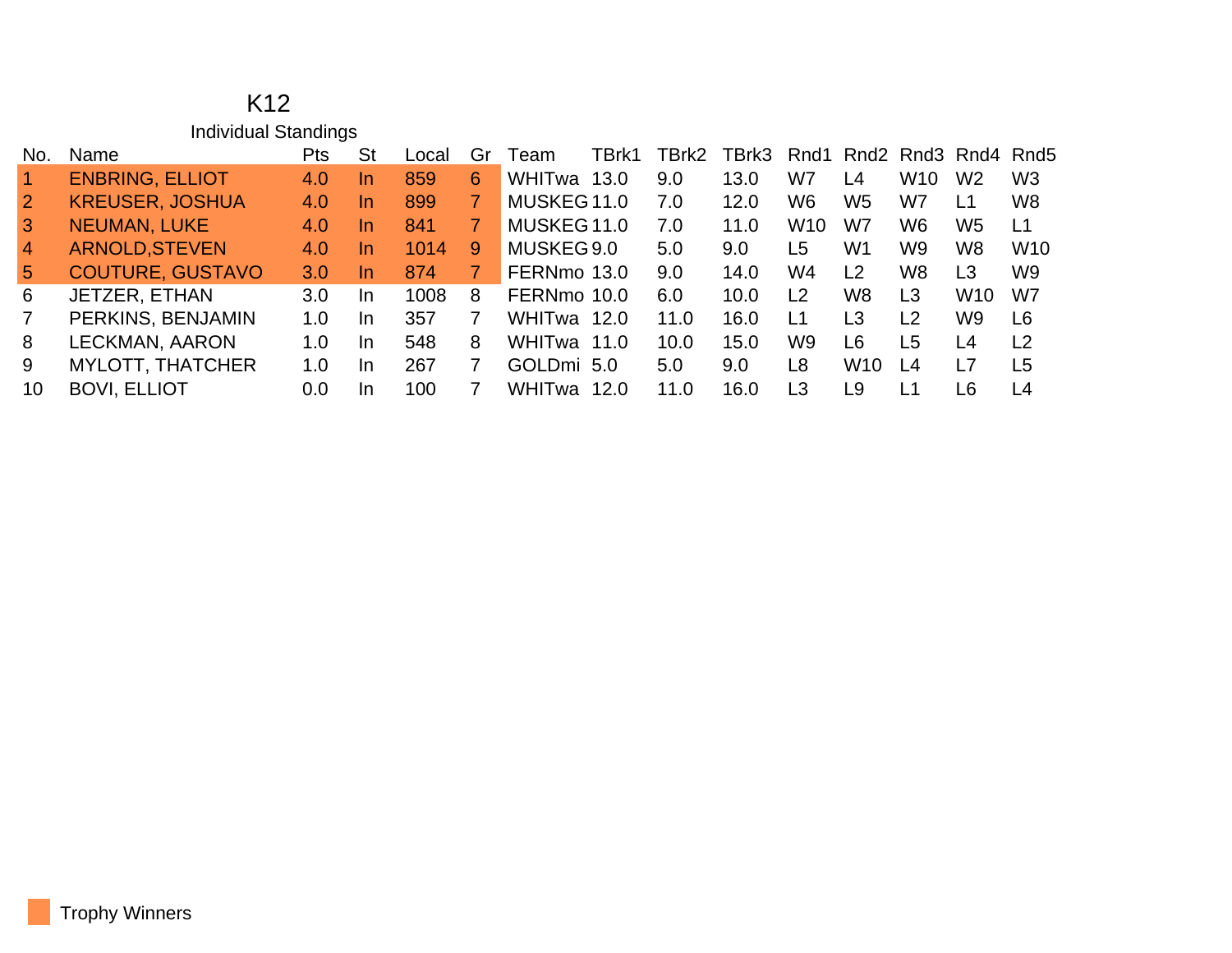# K12

## Individual Standings

| No. | Name | Pts | St | Local | Gr | Team | TBrk1 | TBrk2 | TBrk3 | Rnd1 | Rnd2 | Rnd3 | Rnd4 | Rnd5 |
|---|---|---|---|---|---|---|---|---|---|---|---|---|---|---|
| 1 | ENBRING, ELLIOT | 4.0 | In | 859 | 6 | WHITwa | 13.0 | 9.0 | 13.0 | W7 | L4 | W10 | W2 | W3 |
| 2 | KREUSER, JOSHUA | 4.0 | In | 899 | 7 | MUSKEG | 11.0 | 7.0 | 12.0 | W6 | W5 | W7 | L1 | W8 |
| 3 | NEUMAN, LUKE | 4.0 | In | 841 | 7 | MUSKEG | 11.0 | 7.0 | 11.0 | W10 | W7 | W6 | W5 | L1 |
| 4 | ARNOLD,STEVEN | 4.0 | In | 1014 | 9 | MUSKEG | 9.0 | 5.0 | 9.0 | L5 | W1 | W9 | W8 | W10 |
| 5 | COUTURE, GUSTAVO | 3.0 | In | 874 | 7 | FERNmo | 13.0 | 9.0 | 14.0 | W4 | L2 | W8 | L3 | W9 |
| 6 | JETZER, ETHAN | 3.0 | In | 1008 | 8 | FERNmo | 10.0 | 6.0 | 10.0 | L2 | W8 | L3 | W10 | W7 |
| 7 | PERKINS, BENJAMIN | 1.0 | In | 357 | 7 | WHITwa | 12.0 | 11.0 | 16.0 | L1 | L3 | L2 | W9 | L6 |
| 8 | LECKMAN, AARON | 1.0 | In | 548 | 8 | WHITwa | 11.0 | 10.0 | 15.0 | W9 | L6 | L5 | L4 | L2 |
| 9 | MYLOTT, THATCHER | 1.0 | In | 267 | 7 | GOLDmi | 5.0 | 5.0 | 9.0 | L8 | W10 | L4 | L7 | L5 |
| 10 | BOVI, ELLIOT | 0.0 | In | 100 | 7 | WHITwa | 12.0 | 11.0 | 16.0 | L3 | L9 | L1 | L6 | L4 |

Trophy Winners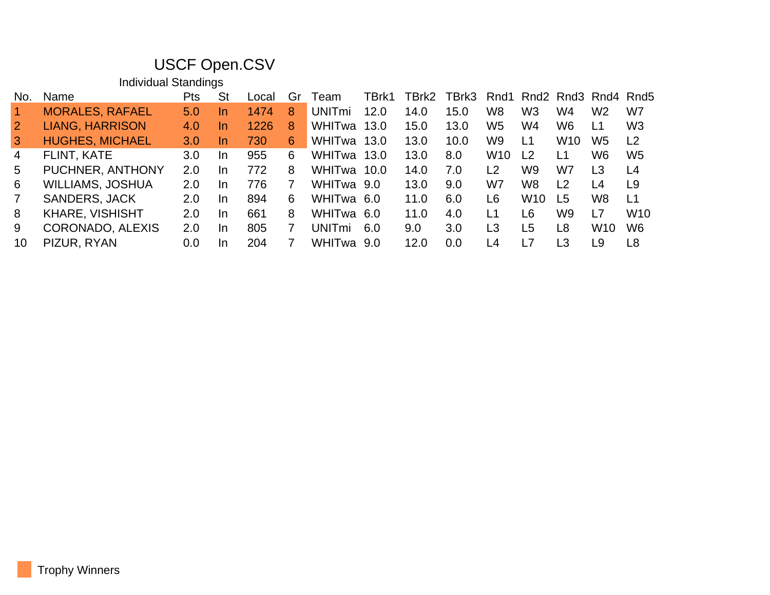# USCF Open.CSV

## Individual Standings

| No. | Name | Pts | St | Local | Gr | Team | TBrk1 | TBrk2 | TBrk3 | Rnd1 | Rnd2 | Rnd3 | Rnd4 | Rnd5 |
|---|---|---|---|---|---|---|---|---|---|---|---|---|---|---|
| 1 | MORALES, RAFAEL | 5.0 | In | 1474 | 8 | UNITmi | 12.0 | 14.0 | 15.0 | W8 | W3 | W4 | W2 | W7 |
| 2 | LIANG, HARRISON | 4.0 | In | 1226 | 8 | WHITwa | 13.0 | 15.0 | 13.0 | W5 | W4 | W6 | L1 | W3 |
| 3 | HUGHES, MICHAEL | 3.0 | In | 730 | 6 | WHITwa | 13.0 | 13.0 | 10.0 | W9 | L1 | W10 | W5 | L2 |
| 4 | FLINT, KATE | 3.0 | In | 955 | 6 | WHITwa | 13.0 | 13.0 | 8.0 | W10 | L2 | L1 | W6 | W5 |
| 5 | PUCHNER, ANTHONY | 2.0 | In | 772 | 8 | WHITwa | 10.0 | 14.0 | 7.0 | L2 | W9 | W7 | L3 | L4 |
| 6 | WILLIAMS, JOSHUA | 2.0 | In | 776 | 7 | WHITwa | 9.0 | 13.0 | 9.0 | W7 | W8 | L2 | L4 | L9 |
| 7 | SANDERS, JACK | 2.0 | In | 894 | 6 | WHITwa | 6.0 | 11.0 | 6.0 | L6 | W10 | L5 | W8 | L1 |
| 8 | KHARE, VISHISHT | 2.0 | In | 661 | 8 | WHITwa | 6.0 | 11.0 | 4.0 | L1 | L6 | W9 | L7 | W10 |
| 9 | CORONADO, ALEXIS | 2.0 | In | 805 | 7 | UNITmi | 6.0 | 9.0 | 3.0 | L3 | L5 | L8 | W10 | W6 |
| 10 | PIZUR, RYAN | 0.0 | In | 204 | 7 | WHITwa | 9.0 | 12.0 | 0.0 | L4 | L7 | L3 | L9 | L8 |

Trophy Winners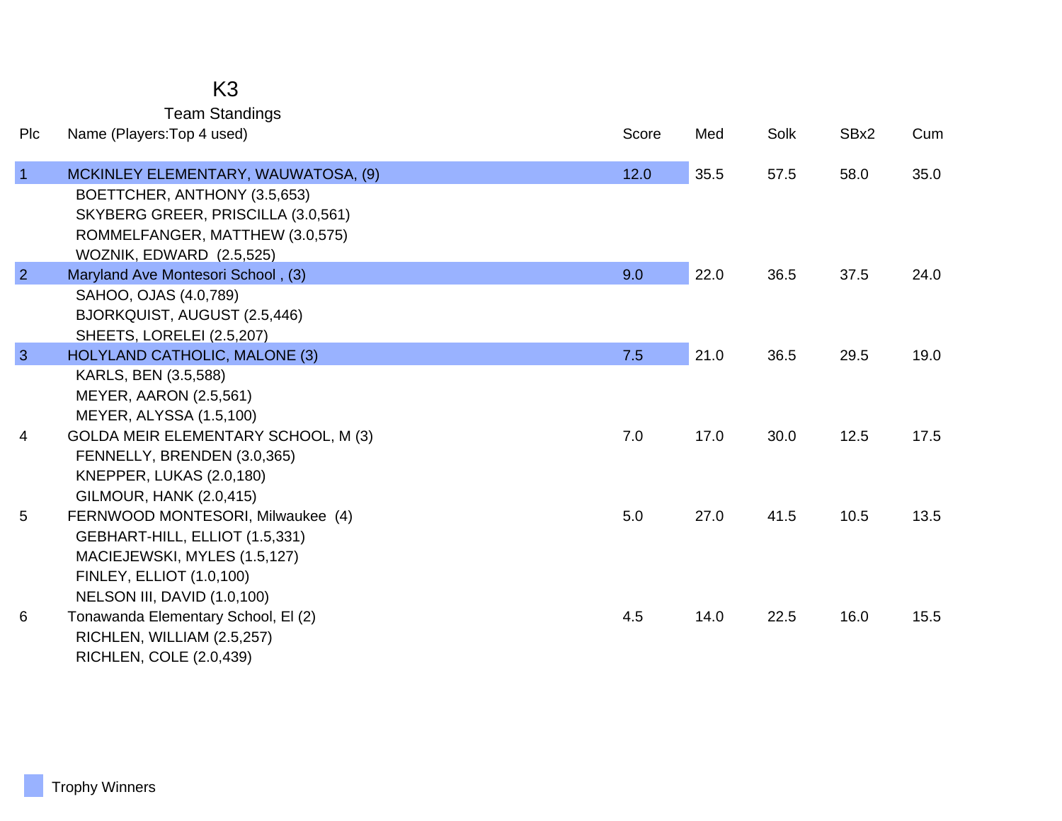# K3

## Team Standings

| Plc | Name (Players:Top 4 used) | Score | Med | Solk | SBx2 | Cum |
|---|---|---|---|---|---|---|
| 1 | MCKINLEY ELEMENTARY, WAUWATOSA, (9) | 12.0 | 35.5 | 57.5 | 58.0 | 35.0 |
| | BOETTCHER, ANTHONY (3.5,653) | | | | | |
| | SKYBERG GREER, PRISCILLA (3.0,561) | | | | | |
| | ROMMELFANGER, MATTHEW (3.0,575) | | | | | |
| | WOZNIK, EDWARD (2.5,525) | | | | | |
| 2 | Maryland Ave Montesori School , (3) | 9.0 | 22.0 | 36.5 | 37.5 | 24.0 |
| | SAHOO, OJAS (4.0,789) | | | | | |
| | BJORKQUIST, AUGUST (2.5,446) | | | | | |
| | SHEETS, LORELEI (2.5,207) | | | | | |
| 3 | HOLYLAND CATHOLIC, MALONE (3) | 7.5 | 21.0 | 36.5 | 29.5 | 19.0 |
| | KARLS, BEN (3.5,588) | | | | | |
| | MEYER, AARON (2.5,561) | | | | | |
| | MEYER, ALYSSA (1.5,100) | | | | | |
| 4 | GOLDA MEIR ELEMENTARY SCHOOL, M (3) | 7.0 | 17.0 | 30.0 | 12.5 | 17.5 |
| | FENNELLY, BRENDEN (3.0,365) | | | | | |
| | KNEPPER, LUKAS (2.0,180) | | | | | |
| | GILMOUR, HANK (2.0,415) | | | | | |
| 5 | FERNWOOD MONTESORI, Milwaukee (4) | 5.0 | 27.0 | 41.5 | 10.5 | 13.5 |
| | GEBHART-HILL, ELLIOT (1.5,331) | | | | | |
| | MACIEJEWSKI, MYLES (1.5,127) | | | | | |
| | FINLEY, ELLIOT (1.0,100) | | | | | |
| | NELSON III, DAVID (1.0,100) | | | | | |
| 6 | Tonawanda Elementary School, El (2) | 4.5 | 14.0 | 22.5 | 16.0 | 15.5 |
| | RICHLEN, WILLIAM (2.5,257) | | | | | |
| | RICHLEN, COLE (2.0,439) | | | | | |

Trophy Winners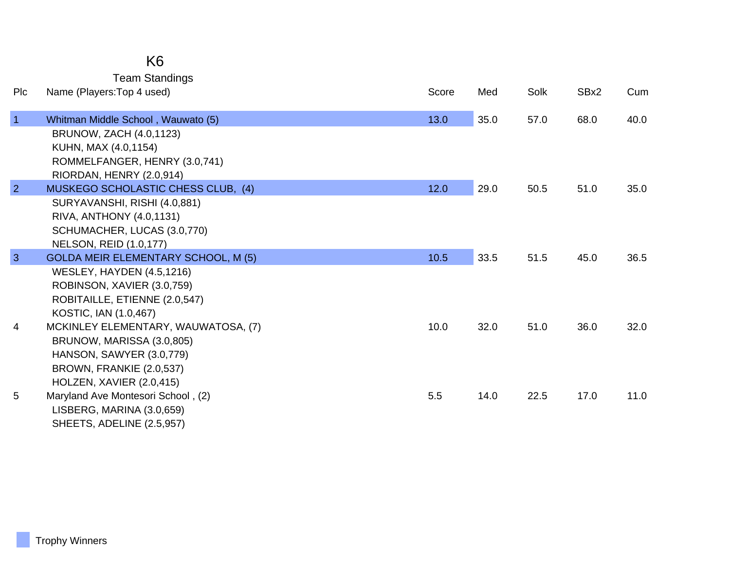# K6

## Team Standings

| Plc | Name (Players:Top 4 used) | Score | Med | Solk | SBx2 | Cum |
|---|---|---|---|---|---|---|
| 1 | Whitman Middle School , Wauwato (5) | 13.0 | 35.0 | 57.0 | 68.0 | 40.0 |
| | BRUNOW, ZACH (4.0,1123) | | | | | |
| | KUHN, MAX (4.0,1154) | | | | | |
| | ROMMELFANGER, HENRY (3.0,741) | | | | | |
| | RIORDAN, HENRY (2.0,914) | | | | | |
| 2 | MUSKEGO SCHOLASTIC CHESS CLUB, (4) | 12.0 | 29.0 | 50.5 | 51.0 | 35.0 |
| | SURYAVANSHI, RISHI (4.0,881) | | | | | |
| | RIVA, ANTHONY (4.0,1131) | | | | | |
| | SCHUMACHER, LUCAS (3.0,770) | | | | | |
| | NELSON, REID (1.0,177) | | | | | |
| 3 | GOLDA MEIR ELEMENTARY SCHOOL, M (5) | 10.5 | 33.5 | 51.5 | 45.0 | 36.5 |
| | WESLEY, HAYDEN (4.5,1216) | | | | | |
| | ROBINSON, XAVIER (3.0,759) | | | | | |
| | ROBITAILLE, ETIENNE (2.0,547) | | | | | |
| | KOSTIC, IAN (1.0,467) | | | | | |
| 4 | MCKINLEY ELEMENTARY, WAUWATOSA, (7) | 10.0 | 32.0 | 51.0 | 36.0 | 32.0 |
| | BRUNOW, MARISSA (3.0,805) | | | | | |
| | HANSON, SAWYER (3.0,779) | | | | | |
| | BROWN, FRANKIE (2.0,537) | | | | | |
| | HOLZEN, XAVIER (2.0,415) | | | | | |
| 5 | Maryland Ave Montesori School , (2) | 5.5 | 14.0 | 22.5 | 17.0 | 11.0 |
| | LISBERG, MARINA (3.0,659) | | | | | |
| | SHEETS, ADELINE (2.5,957) | | | | | |

Trophy Winners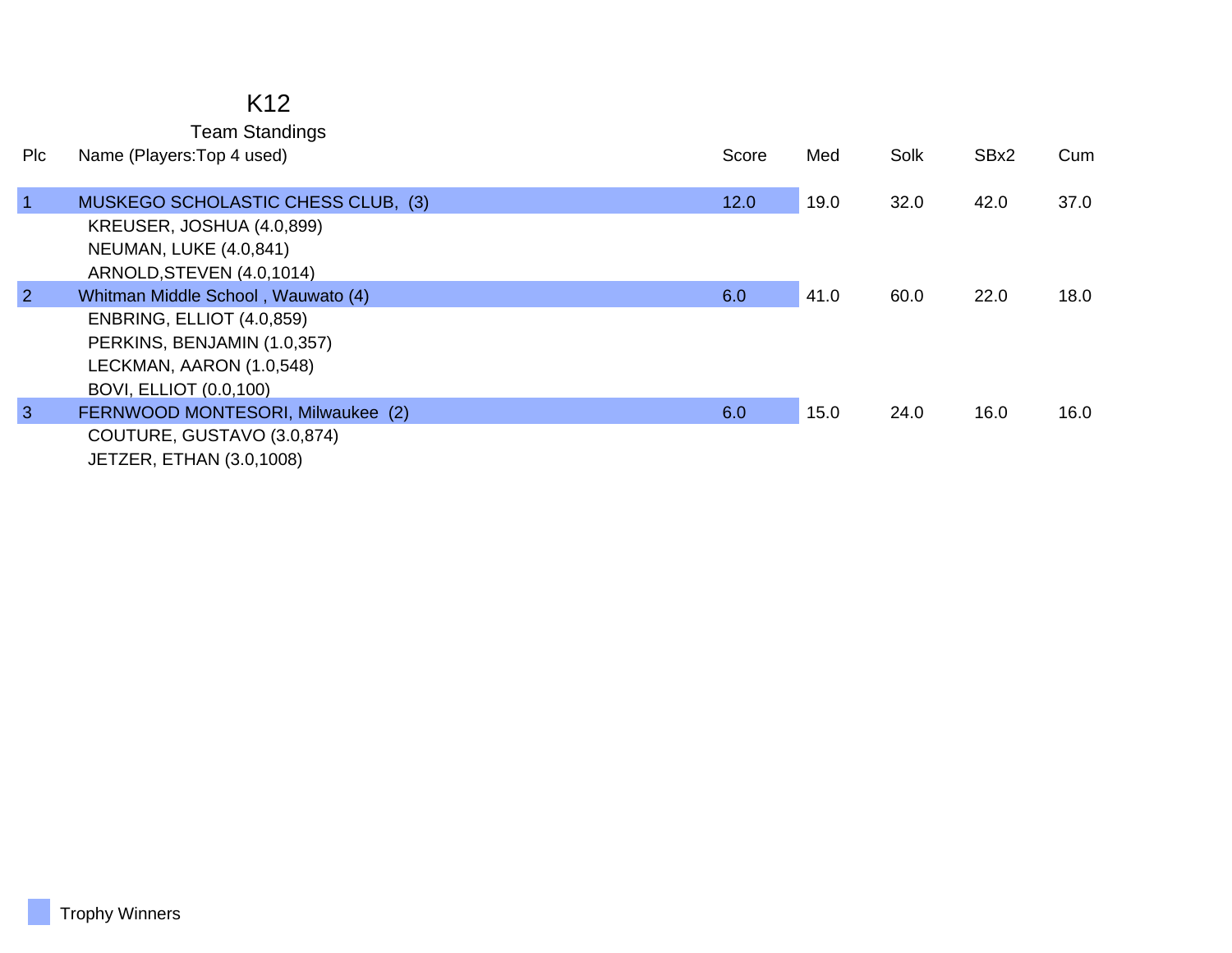# K12

## Team Standings

| Plc | Name (Players:Top 4 used) | Score | Med | Solk | SBx2 | Cum |
|---|---|---|---|---|---|---|
| 1 | MUSKEGO SCHOLASTIC CHESS CLUB, (3) | 12.0 | 19.0 | 32.0 | 42.0 | 37.0 |
| | KREUSER, JOSHUA (4.0,899) | | | | | |
| | NEUMAN, LUKE (4.0,841) | | | | | |
| | ARNOLD,STEVEN (4.0,1014) | | | | | |
| 2 | Whitman Middle School , Wauwato (4) | 6.0 | 41.0 | 60.0 | 22.0 | 18.0 |
| | ENBRING, ELLIOT (4.0,859) | | | | | |
| | PERKINS, BENJAMIN (1.0,357) | | | | | |
| | LECKMAN, AARON (1.0,548) | | | | | |
| | BOVI, ELLIOT (0.0,100) | | | | | |
| 3 | FERNWOOD MONTESORI, Milwaukee (2) | 6.0 | 15.0 | 24.0 | 16.0 | 16.0 |
| | COUTURE, GUSTAVO (3.0,874) | | | | | |
| | JETZER, ETHAN (3.0,1008) | | | | | |

Trophy Winners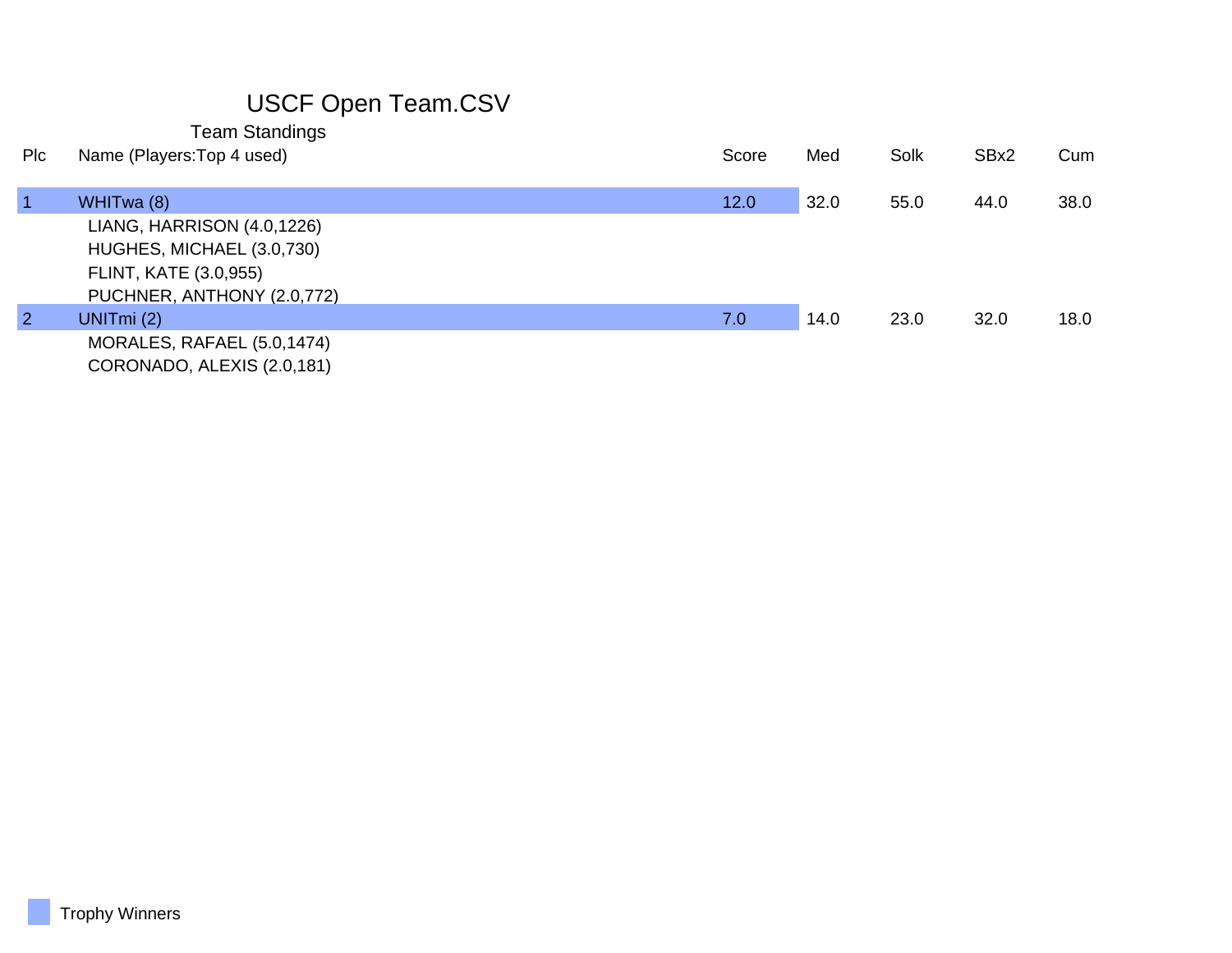# USCF Open Team.CSV

## Team Standings

| Plc | Name (Players:Top 4 used) | Score | Med | Solk | SBx2 | Cum |
|---|---|---|---|---|---|---|
| 1 | WHITwa (8) | 12.0 | 32.0 | 55.0 | 44.0 | 38.0 |
| | LIANG, HARRISON (4.0,1226) | | | | | |
| | HUGHES, MICHAEL (3.0,730) | | | | | |
| | FLINT, KATE (3.0,955) | | | | | |
| | PUCHNER, ANTHONY (2.0,772) | | | | | |
| 2 | UNITmi (2) | 7.0 | 14.0 | 23.0 | 32.0 | 18.0 |
| | MORALES, RAFAEL (5.0,1474) | | | | | |
| | CORONADO, ALEXIS (2.0,181) | | | | | |

Trophy Winners